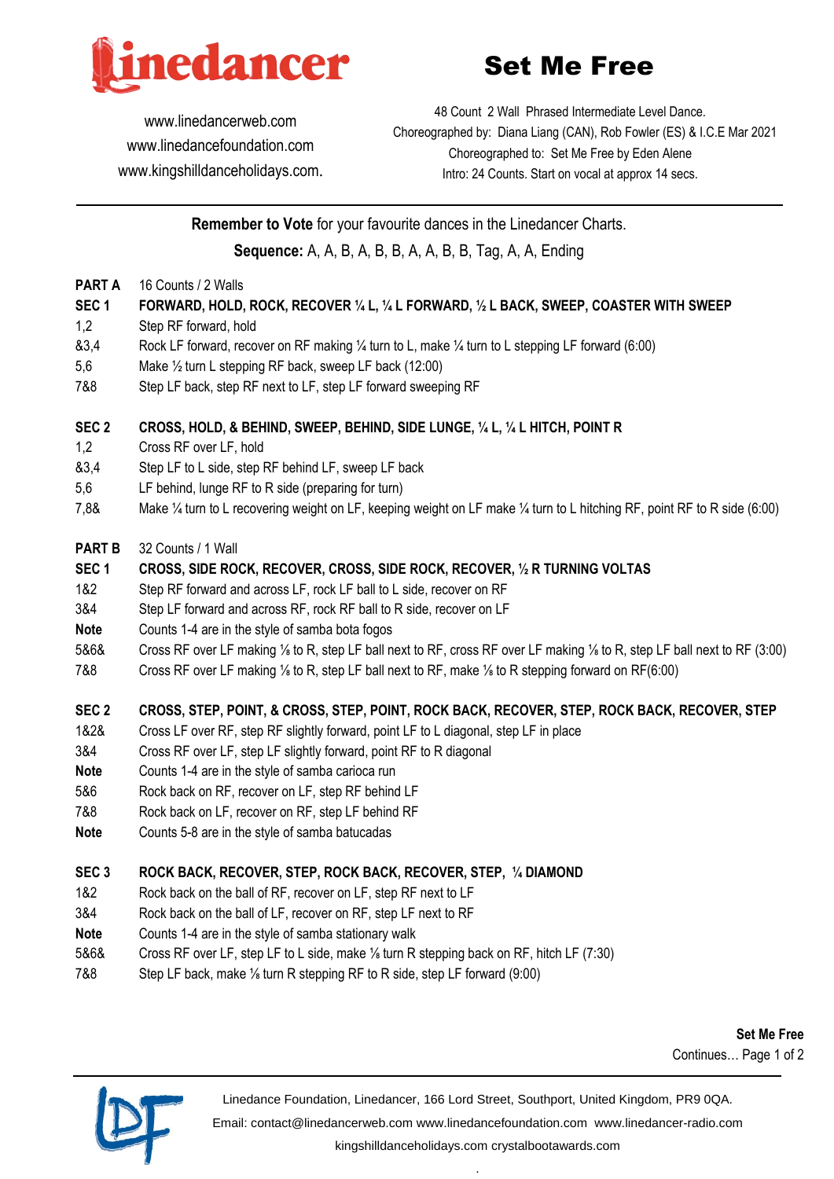# Set Me Free

www.linedancerweb.com
www.linedancefoundation.com
www.kingshilldanceholidays.com.

48 Count 2 Wall Phrased Intermediate Level Dance.
Choreographed by: Diana Liang (CAN), Rob Fowler (ES) & I.C.E Mar 2021
Choreographed to: Set Me Free by Eden Alene
Intro: 24 Counts. Start on vocal at approx 14 secs.

---

**Remember to Vote** for your favourite dances in the Linedancer Charts.

**Sequence:** A, A, B, A, B, B, A, A, B, B, Tag, A, A, Ending

**PART A** 16 Counts / 2 Walls

**SEC 1 FORWARD, HOLD, ROCK, RECOVER ¼ L, ¼ L FORWARD, ½ L BACK, SWEEP, COASTER WITH SWEEP**

| | |
|---|---|
| 1,2 | Step RF forward, hold |
| &3,4 | Rock LF forward, recover on RF making ¼ turn to L, make ¼ turn to L stepping LF forward (6:00) |
| 5,6 | Make ½ turn L stepping RF back, sweep LF back (12:00) |
| 7&8 | Step LF back, step RF next to LF, step LF forward sweeping RF |

**SEC 2 CROSS, HOLD, & BEHIND, SWEEP, BEHIND, SIDE LUNGE, ¼ L, ¼ L HITCH, POINT R**

| | |
|---|---|
| 1,2 | Cross RF over LF, hold |
| &3,4 | Step LF to L side, step RF behind LF, sweep LF back |
| 5,6 | LF behind, lunge RF to R side (preparing for turn) |
| 7,8& | Make ¼ turn to L recovering weight on LF, keeping weight on LF make ¼ turn to L hitching RF, point RF to R side (6:00) |

**PART B** 32 Counts / 1 Wall

**SEC 1 CROSS, SIDE ROCK, RECOVER, CROSS, SIDE ROCK, RECOVER, ½ R TURNING VOLTAS**

| | |
|---|---|
| 1&2 | Step RF forward and across LF, rock LF ball to L side, recover on RF |
| 3&4 | Step LF forward and across RF, rock RF ball to R side, recover on LF |
| **Note** | Counts 1-4 are in the style of samba bota fogos |
| 5&6& | Cross RF over LF making ⅛ to R, step LF ball next to RF, cross RF over LF making ⅛ to R, step LF ball next to RF (3:00) |
| 7&8 | Cross RF over LF making ⅛ to R, step LF ball next to RF, make ⅛ to R stepping forward on RF(6:00) |

**SEC 2 CROSS, STEP, POINT, & CROSS, STEP, POINT, ROCK BACK, RECOVER, STEP, ROCK BACK, RECOVER, STEP**

| | |
|---|---|
| 1&2& | Cross LF over RF, step RF slightly forward, point LF to L diagonal, step LF in place |
| 3&4 | Cross RF over LF, step LF slightly forward, point RF to R diagonal |
| **Note** | Counts 1-4 are in the style of samba carioca run |
| 5&6 | Rock back on RF, recover on LF, step RF behind LF |
| 7&8 | Rock back on LF, recover on RF, step LF behind RF |
| **Note** | Counts 5-8 are in the style of samba batucadas |

**SEC 3 ROCK BACK, RECOVER, STEP, ROCK BACK, RECOVER, STEP, ¼ DIAMOND**

| | |
|---|---|
| 1&2 | Rock back on the ball of RF, recover on LF, step RF next to LF |
| 3&4 | Rock back on the ball of LF, recover on RF, step LF next to RF |
| **Note** | Counts 1-4 are in the style of samba stationary walk |
| 5&6& | Cross RF over LF, step LF to L side, make ⅛ turn R stepping back on RF, hitch LF (7:30) |
| 7&8 | Step LF back, make ⅛ turn R stepping RF to R side, step LF forward (9:00) |

**Set Me Free**
Continues…

Linedance Foundation, Linedancer, 166 Lord Street, Southport, United Kingdom, PR9 0QA.
Email: contact@linedancerweb.com www.linedancefoundation.com www.linedancer-radio.com
kingshilldanceholidays.com crystalbootawards.com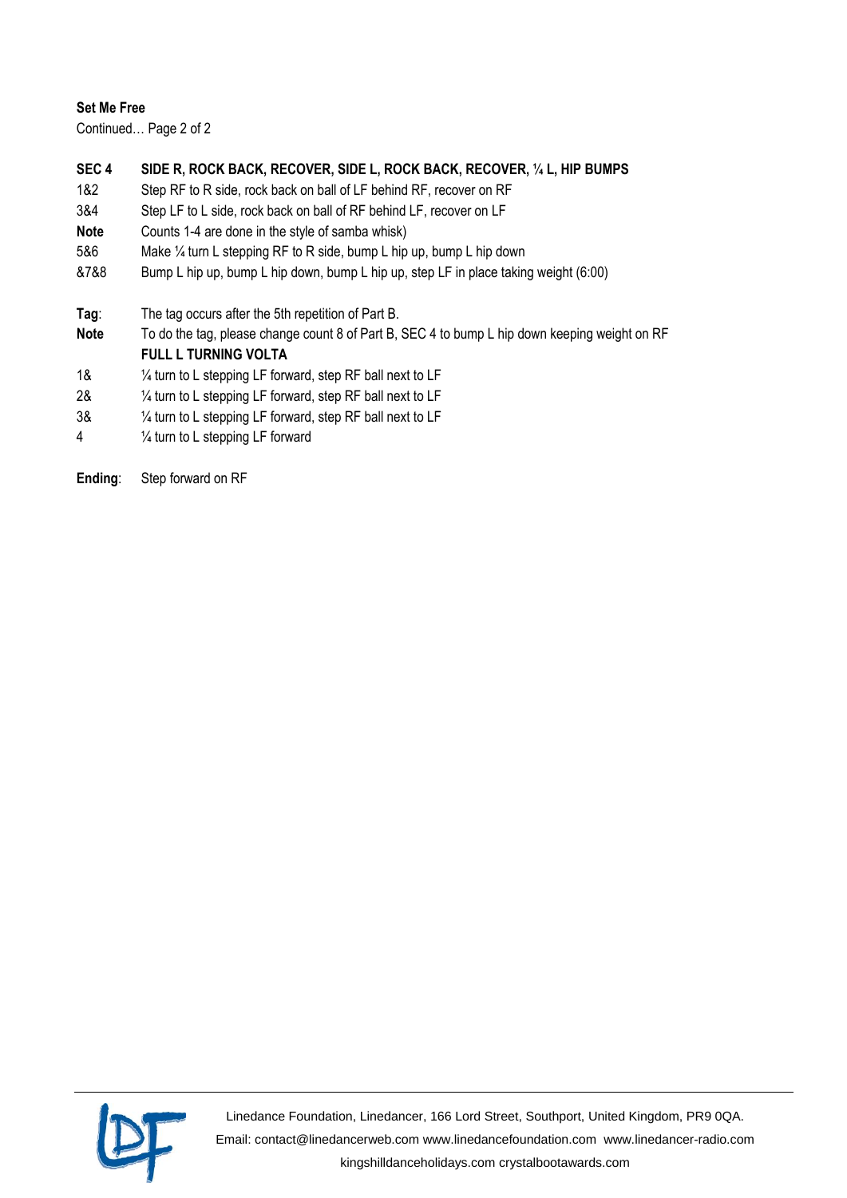**Set Me Free**
Continued… Page 2 of 2

| | |
|---|---|
| **SEC 4** | **SIDE R, ROCK BACK, RECOVER, SIDE L, ROCK BACK, RECOVER, ¼ L, HIP BUMPS** |
| 1&2 | Step RF to R side, rock back on ball of LF behind RF, recover on RF |
| 3&4 | Step LF to L side, rock back on ball of RF behind LF, recover on LF |
| **Note** | Counts 1-4 are done in the style of samba whisk) |
| 5&6 | Make ¼ turn L stepping RF to R side, bump L hip up, bump L hip down |
| &7&8 | Bump L hip up, bump L hip down, bump L hip up, step LF in place taking weight (6:00) |

| | |
|---|---|
| **Tag**: | The tag occurs after the 5th repetition of Part B. |
| **Note** | To do the tag, please change count 8 of Part B, SEC 4 to bump L hip down keeping weight on RF |
| | **FULL L TURNING VOLTA** |
| 1& | ¼ turn to L stepping LF forward, step RF ball next to LF |
| 2& | ¼ turn to L stepping LF forward, step RF ball next to LF |
| 3& | ¼ turn to L stepping LF forward, step RF ball next to LF |
| 4 | ¼ turn to L stepping LF forward |

**Ending**: Step forward on RF